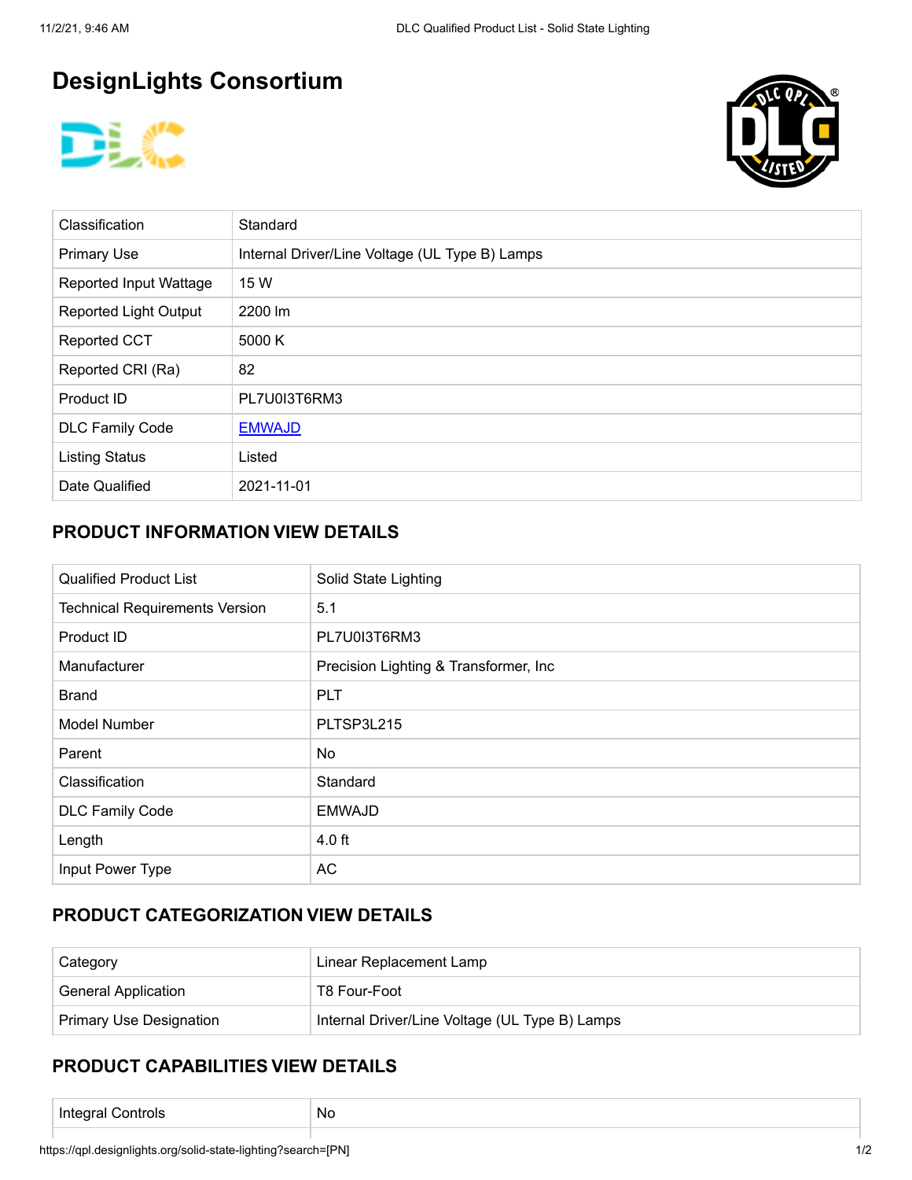# DesignLights Consortium

| Classification | Standard |
|---|---|
| Primary Use | Internal Driver/Line Voltage (UL Type B) Lamps |
| Reported Input Wattage | 15 W |
| Reported Light Output | 2200 lm |
| Reported CCT | 5000 K |
| Reported CRI (Ra) | 82 |
| Product ID | PL7U0I3T6RM3 |
| DLC Family Code | EMWAJD |
| Listing Status | Listed |
| Date Qualified | 2021-11-01 |

## PRODUCT INFORMATION VIEW DETAILS

| Qualified Product List | Solid State Lighting |
|---|---|
| Technical Requirements Version | 5.1 |
| Product ID | PL7U0I3T6RM3 |
| Manufacturer | Precision Lighting & Transformer, Inc |
| Brand | PLT |
| Model Number | PLTSP3L215 |
| Parent | No |
| Classification | Standard |
| DLC Family Code | EMWAJD |
| Length | 4.0 ft |
| Input Power Type | AC |

## PRODUCT CATEGORIZATION VIEW DETAILS

| Category | Linear Replacement Lamp |
|---|---|
| General Application | T8 Four-Foot |
| Primary Use Designation | Internal Driver/Line Voltage (UL Type B) Lamps |

## PRODUCT CAPABILITIES VIEW DETAILS

| Integral Controls | No |
|---|---|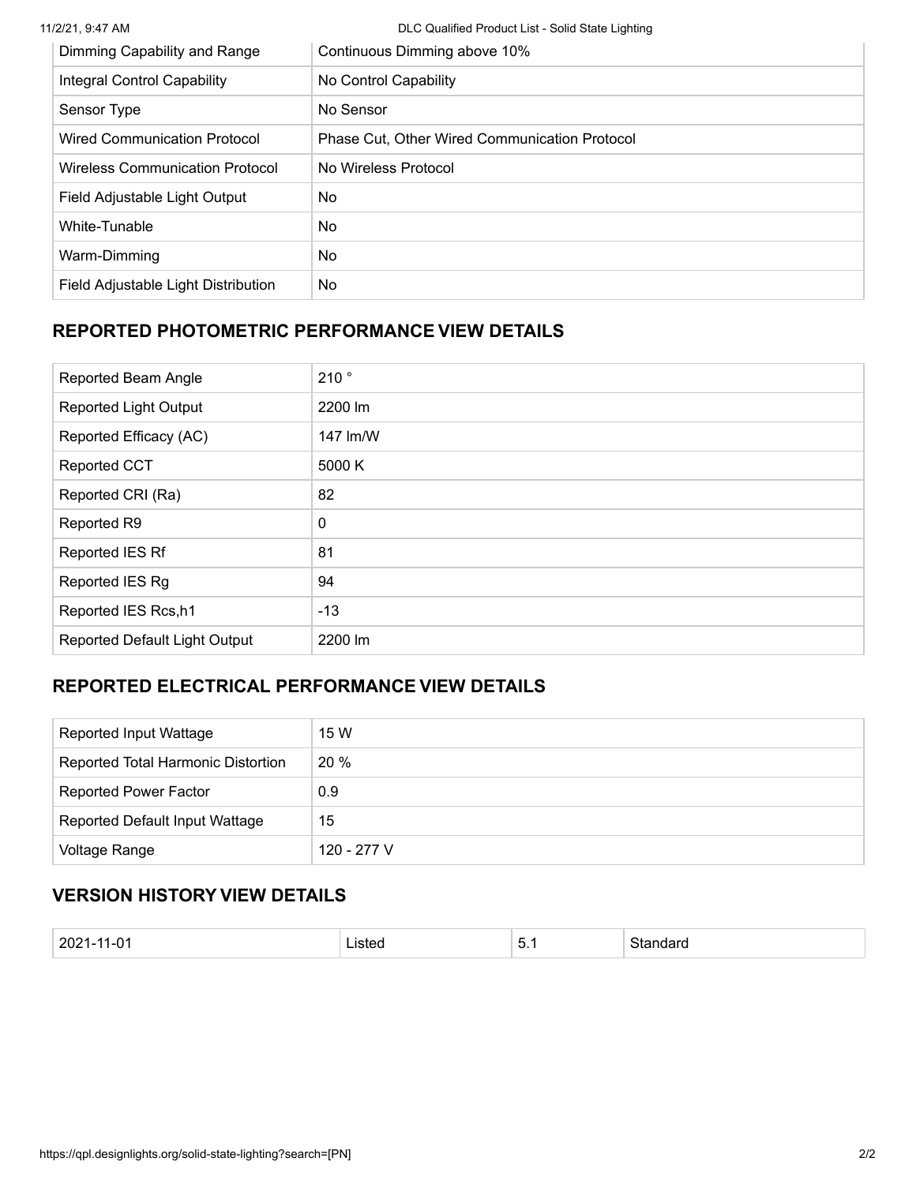| | |
|---|---|
| Dimming Capability and Range | Continuous Dimming above 10% |
| Integral Control Capability | No Control Capability |
| Sensor Type | No Sensor |
| Wired Communication Protocol | Phase Cut, Other Wired Communication Protocol |
| Wireless Communication Protocol | No Wireless Protocol |
| Field Adjustable Light Output | No |
| White-Tunable | No |
| Warm-Dimming | No |
| Field Adjustable Light Distribution | No |

## REPORTED PHOTOMETRIC PERFORMANCE VIEW DETAILS

| | |
|---|---|
| Reported Beam Angle | 210 ° |
| Reported Light Output | 2200 lm |
| Reported Efficacy (AC) | 147 lm/W |
| Reported CCT | 5000 K |
| Reported CRI (Ra) | 82 |
| Reported R9 | 0 |
| Reported IES Rf | 81 |
| Reported IES Rg | 94 |
| Reported IES Rcs,h1 | -13 |
| Reported Default Light Output | 2200 lm |

## REPORTED ELECTRICAL PERFORMANCE VIEW DETAILS

| | |
|---|---|
| Reported Input Wattage | 15 W |
| Reported Total Harmonic Distortion | 20 % |
| Reported Power Factor | 0.9 |
| Reported Default Input Wattage | 15 |
| Voltage Range | 120 - 277 V |

## VERSION HISTORY VIEW DETAILS

| | | | |
|---|---|---|---|
| 2021-11-01 | Listed | 5.1 | Standard |